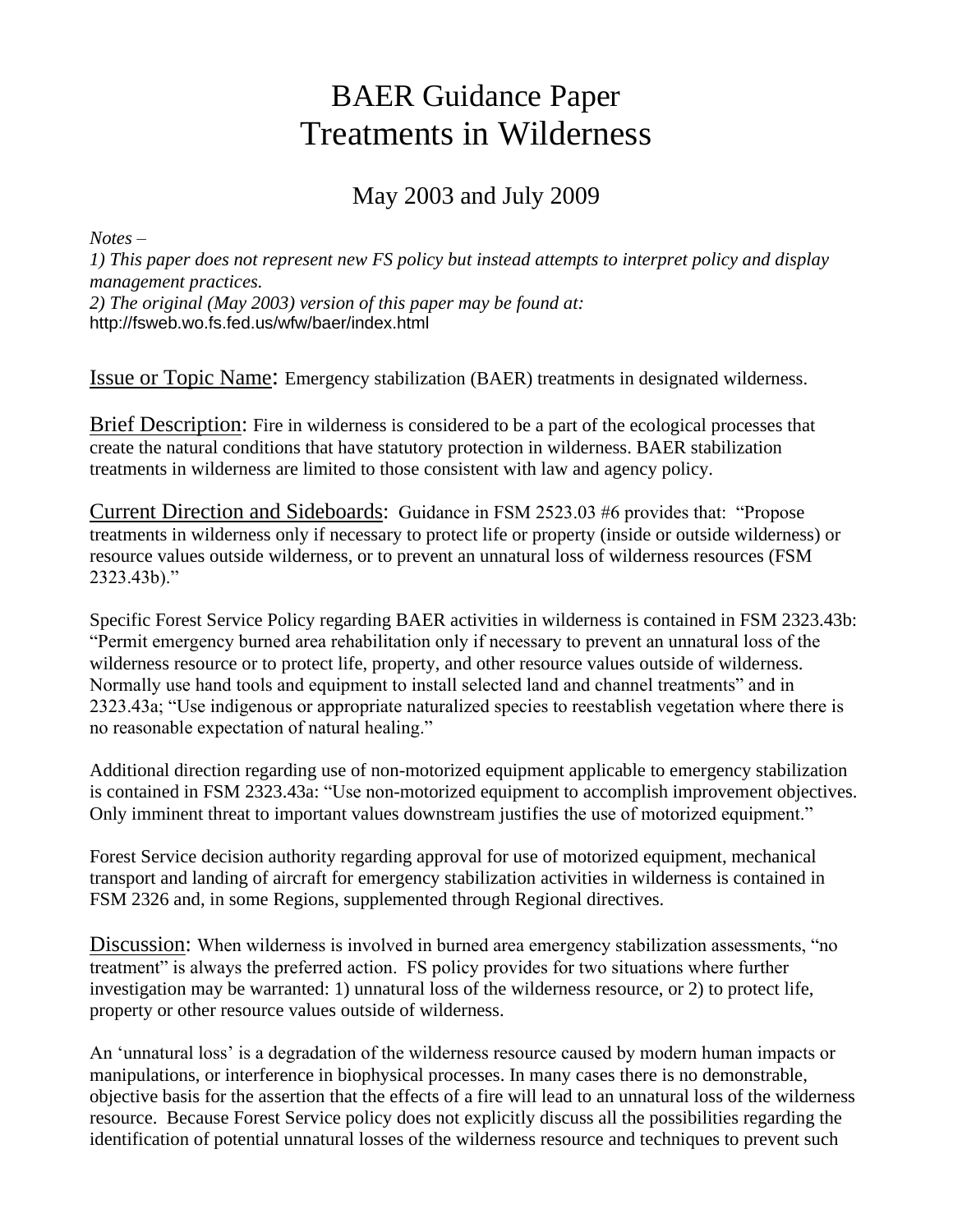# BAER Guidance Paper
# Treatments in Wilderness

## May 2003 and July 2009

*Notes –*
*1) This paper does not represent new FS policy but instead attempts to interpret policy and display management practices.*
*2) The original (May 2003) version of this paper may be found at:*
http://fsweb.wo.fs.fed.us/wfw/baer/index.html

Issue or Topic Name: Emergency stabilization (BAER) treatments in designated wilderness.

Brief Description: Fire in wilderness is considered to be a part of the ecological processes that create the natural conditions that have statutory protection in wilderness. BAER stabilization treatments in wilderness are limited to those consistent with law and agency policy.

Current Direction and Sideboards: Guidance in FSM 2523.03 #6 provides that: "Propose treatments in wilderness only if necessary to protect life or property (inside or outside wilderness) or resource values outside wilderness, or to prevent an unnatural loss of wilderness resources (FSM 2323.43b)."

Specific Forest Service Policy regarding BAER activities in wilderness is contained in FSM 2323.43b: "Permit emergency burned area rehabilitation only if necessary to prevent an unnatural loss of the wilderness resource or to protect life, property, and other resource values outside of wilderness. Normally use hand tools and equipment to install selected land and channel treatments" and in 2323.43a; "Use indigenous or appropriate naturalized species to reestablish vegetation where there is no reasonable expectation of natural healing."

Additional direction regarding use of non-motorized equipment applicable to emergency stabilization is contained in FSM 2323.43a: "Use non-motorized equipment to accomplish improvement objectives. Only imminent threat to important values downstream justifies the use of motorized equipment."

Forest Service decision authority regarding approval for use of motorized equipment, mechanical transport and landing of aircraft for emergency stabilization activities in wilderness is contained in FSM 2326 and, in some Regions, supplemented through Regional directives.

Discussion: When wilderness is involved in burned area emergency stabilization assessments, "no treatment" is always the preferred action. FS policy provides for two situations where further investigation may be warranted: 1) unnatural loss of the wilderness resource, or 2) to protect life, property or other resource values outside of wilderness.

An 'unnatural loss' is a degradation of the wilderness resource caused by modern human impacts or manipulations, or interference in biophysical processes. In many cases there is no demonstrable, objective basis for the assertion that the effects of a fire will lead to an unnatural loss of the wilderness resource. Because Forest Service policy does not explicitly discuss all the possibilities regarding the identification of potential unnatural losses of the wilderness resource and techniques to prevent such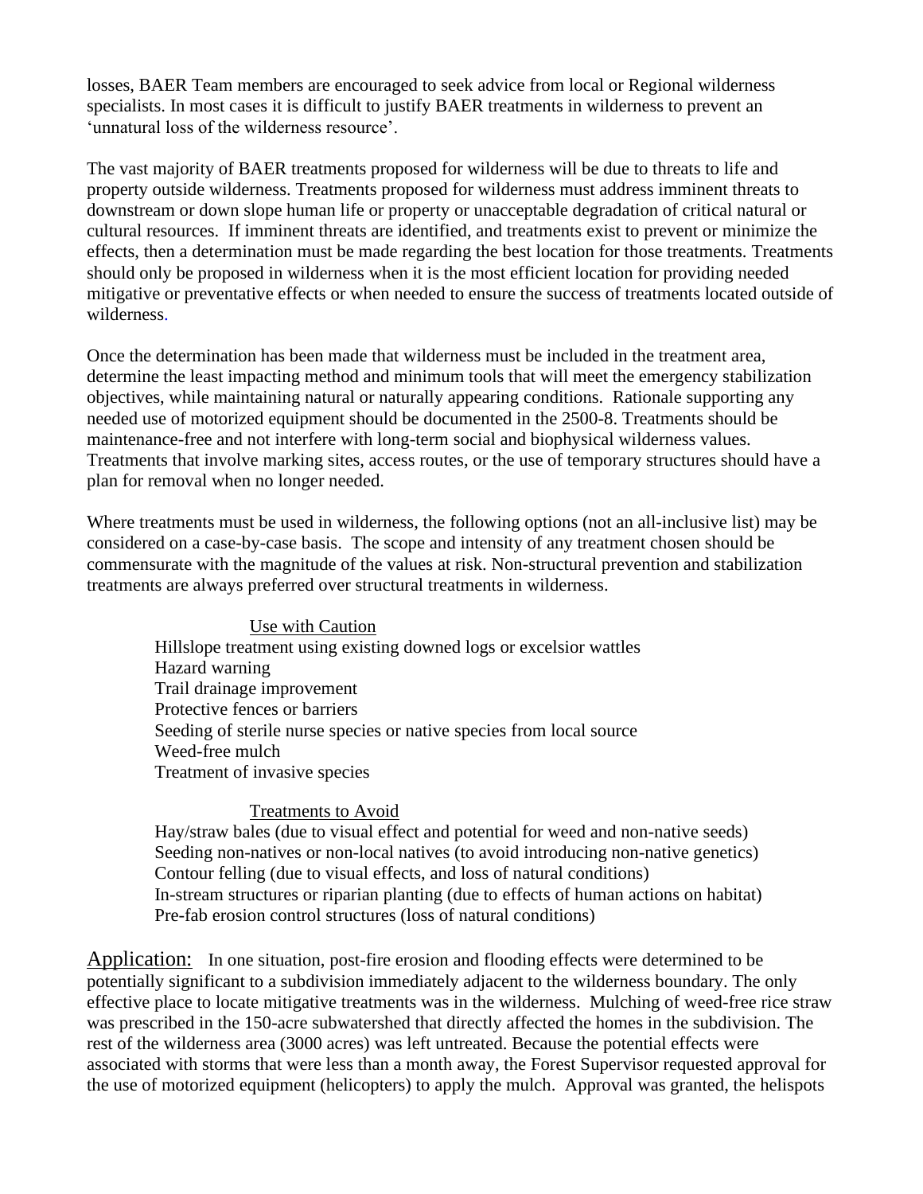losses, BAER Team members are encouraged to seek advice from local or Regional wilderness specialists. In most cases it is difficult to justify BAER treatments in wilderness to prevent an 'unnatural loss of the wilderness resource'.

The vast majority of BAER treatments proposed for wilderness will be due to threats to life and property outside wilderness. Treatments proposed for wilderness must address imminent threats to downstream or down slope human life or property or unacceptable degradation of critical natural or cultural resources. If imminent threats are identified, and treatments exist to prevent or minimize the effects, then a determination must be made regarding the best location for those treatments. Treatments should only be proposed in wilderness when it is the most efficient location for providing needed mitigative or preventative effects or when needed to ensure the success of treatments located outside of wilderness.

Once the determination has been made that wilderness must be included in the treatment area, determine the least impacting method and minimum tools that will meet the emergency stabilization objectives, while maintaining natural or naturally appearing conditions. Rationale supporting any needed use of motorized equipment should be documented in the 2500-8. Treatments should be maintenance-free and not interfere with long-term social and biophysical wilderness values. Treatments that involve marking sites, access routes, or the use of temporary structures should have a plan for removal when no longer needed.

Where treatments must be used in wilderness, the following options (not an all-inclusive list) may be considered on a case-by-case basis. The scope and intensity of any treatment chosen should be commensurate with the magnitude of the values at risk. Non-structural prevention and stabilization treatments are always preferred over structural treatments in wilderness.

<u>Use with Caution</u>

- Hillslope treatment using existing downed logs or excelsior wattles
- Hazard warning
- Trail drainage improvement
- Protective fences or barriers
- Seeding of sterile nurse species or native species from local source
- Weed-free mulch
- Treatment of invasive species

<u>Treatments to Avoid</u>

- Hay/straw bales (due to visual effect and potential for weed and non-native seeds)
- Seeding non-natives or non-local natives (to avoid introducing non-native genetics)
- Contour felling (due to visual effects, and loss of natural conditions)
- In-stream structures or riparian planting (due to effects of human actions on habitat)
- Pre-fab erosion control structures (loss of natural conditions)

<u>Application:</u> In one situation, post-fire erosion and flooding effects were determined to be potentially significant to a subdivision immediately adjacent to the wilderness boundary. The only effective place to locate mitigative treatments was in the wilderness. Mulching of weed-free rice straw was prescribed in the 150-acre subwatershed that directly affected the homes in the subdivision. The rest of the wilderness area (3000 acres) was left untreated. Because the potential effects were associated with storms that were less than a month away, the Forest Supervisor requested approval for the use of motorized equipment (helicopters) to apply the mulch. Approval was granted, the helispots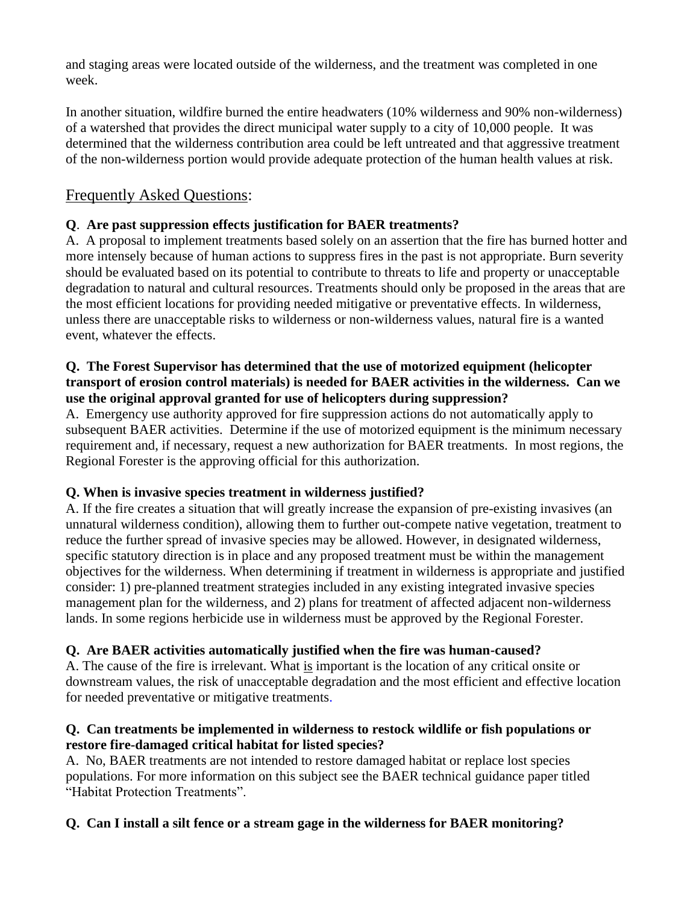and staging areas were located outside of the wilderness, and the treatment was completed in one week.

In another situation, wildfire burned the entire headwaters (10% wilderness and 90% non-wilderness) of a watershed that provides the direct municipal water supply to a city of 10,000 people. It was determined that the wilderness contribution area could be left untreated and that aggressive treatment of the non-wilderness portion would provide adequate protection of the human health values at risk.

## Frequently Asked Questions:

**Q. Are past suppression effects justification for BAER treatments?**
A. A proposal to implement treatments based solely on an assertion that the fire has burned hotter and more intensely because of human actions to suppress fires in the past is not appropriate. Burn severity should be evaluated based on its potential to contribute to threats to life and property or unacceptable degradation to natural and cultural resources. Treatments should only be proposed in the areas that are the most efficient locations for providing needed mitigative or preventative effects. In wilderness, unless there are unacceptable risks to wilderness or non-wilderness values, natural fire is a wanted event, whatever the effects.

**Q. The Forest Supervisor has determined that the use of motorized equipment (helicopter transport of erosion control materials) is needed for BAER activities in the wilderness. Can we use the original approval granted for use of helicopters during suppression?**
A. Emergency use authority approved for fire suppression actions do not automatically apply to subsequent BAER activities. Determine if the use of motorized equipment is the minimum necessary requirement and, if necessary, request a new authorization for BAER treatments. In most regions, the Regional Forester is the approving official for this authorization.

**Q. When is invasive species treatment in wilderness justified?**
A. If the fire creates a situation that will greatly increase the expansion of pre-existing invasives (an unnatural wilderness condition), allowing them to further out-compete native vegetation, treatment to reduce the further spread of invasive species may be allowed. However, in designated wilderness, specific statutory direction is in place and any proposed treatment must be within the management objectives for the wilderness. When determining if treatment in wilderness is appropriate and justified consider: 1) pre-planned treatment strategies included in any existing integrated invasive species management plan for the wilderness, and 2) plans for treatment of affected adjacent non-wilderness lands. In some regions herbicide use in wilderness must be approved by the Regional Forester.

**Q. Are BAER activities automatically justified when the fire was human-caused?**
A. The cause of the fire is irrelevant. What is important is the location of any critical onsite or downstream values, the risk of unacceptable degradation and the most efficient and effective location for needed preventative or mitigative treatments.

**Q. Can treatments be implemented in wilderness to restock wildlife or fish populations or restore fire-damaged critical habitat for listed species?**
A. No, BAER treatments are not intended to restore damaged habitat or replace lost species populations. For more information on this subject see the BAER technical guidance paper titled "Habitat Protection Treatments".

**Q. Can I install a silt fence or a stream gage in the wilderness for BAER monitoring?**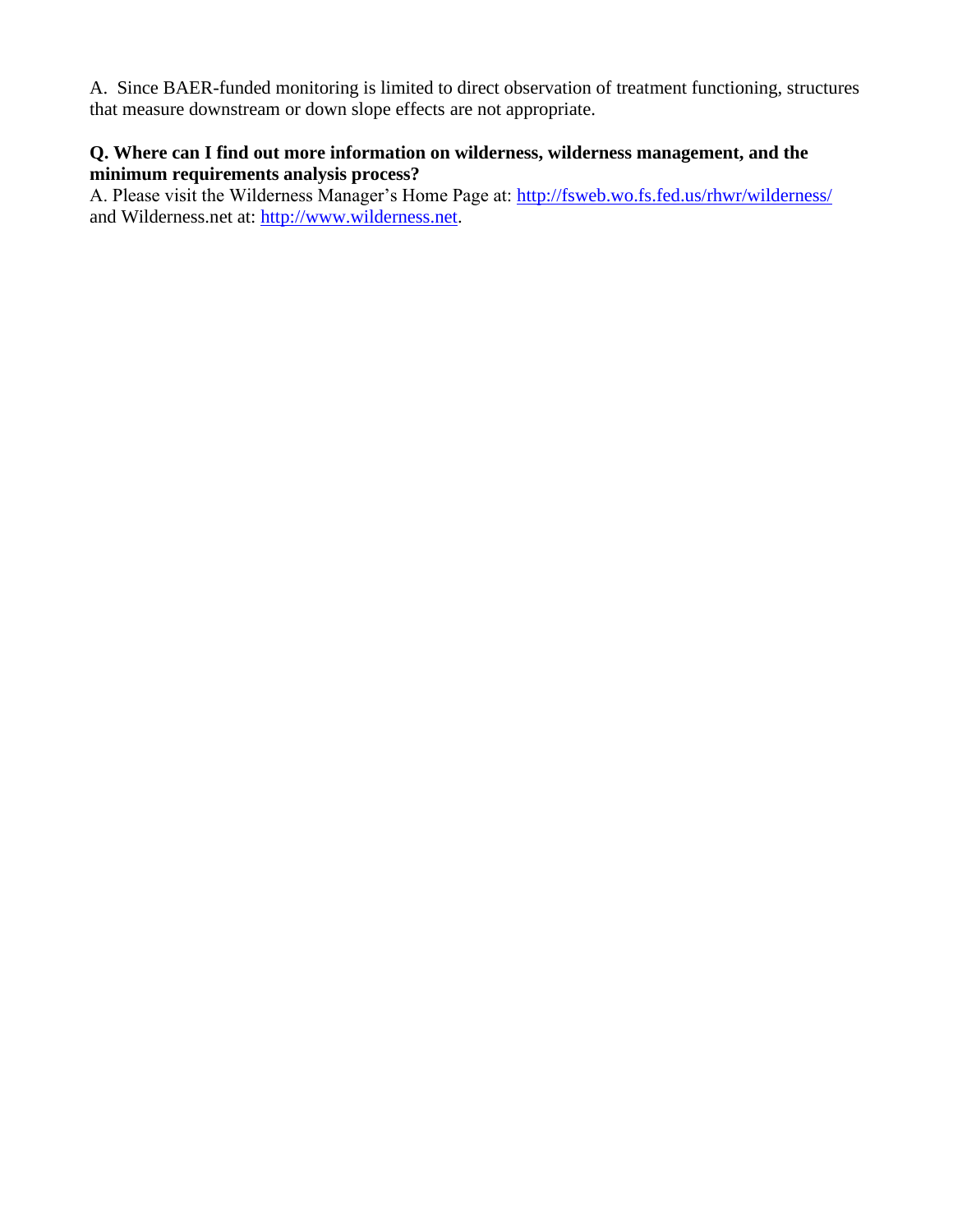A. Since BAER-funded monitoring is limited to direct observation of treatment functioning, structures that measure downstream or down slope effects are not appropriate.

**Q. Where can I find out more information on wilderness, wilderness management, and the minimum requirements analysis process?**

A. Please visit the Wilderness Manager's Home Page at: http://fsweb.wo.fs.fed.us/rhwr/wilderness/ and Wilderness.net at: http://www.wilderness.net.